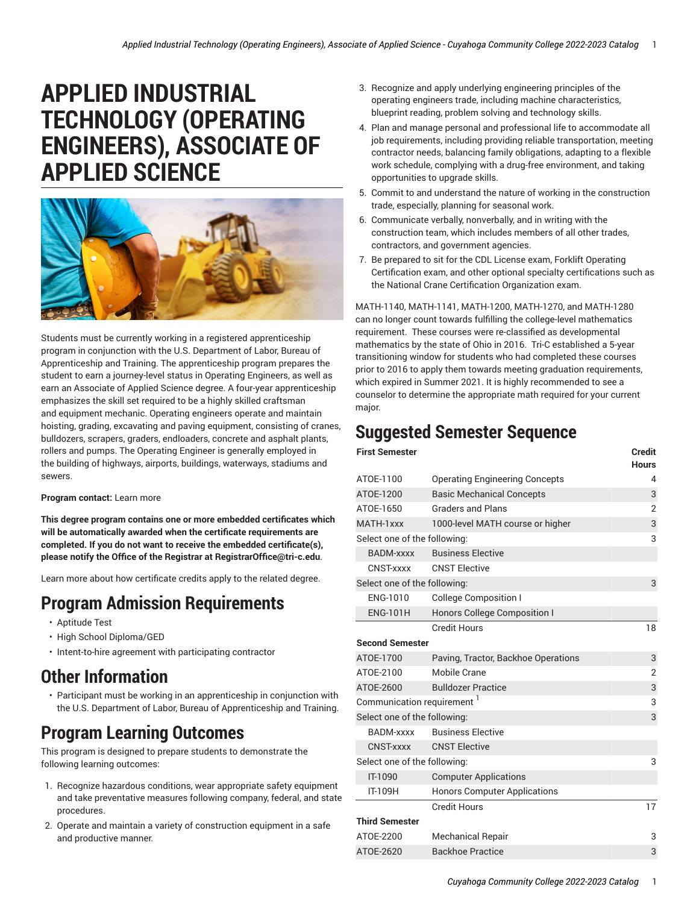# APPLIED INDUSTRIAL TECHNOLOGY (OPERATING ENGINEERS), ASSOCIATE OF APPLIED SCIENCE

Students must be currently working in a registered apprenticeship program in conjunction with the U.S. Department of Labor, Bureau of Apprenticeship and Training. The apprenticeship program prepares the student to earn a journey-level status in Operating Engineers, as well as earn an Associate of Applied Science degree. A four-year apprenticeship emphasizes the skill set required to be a highly skilled craftsman and equipment mechanic. Operating engineers operate and maintain hoisting, grading, excavating and paving equipment, consisting of cranes, bulldozers, scrapers, graders, endloaders, concrete and asphalt plants, rollers and pumps. The Operating Engineer is generally employed in the building of highways, airports, buildings, waterways, stadiums and sewers.

**Program contact:** Learn more

**This degree program contains one or more embedded certificates which will be automatically awarded when the certificate requirements are completed. If you do not want to receive the embedded certificate(s), please notify the Office of the Registrar at RegistrarOffice@tri-c.edu**.

Learn more about how certificate credits apply to the related degree.

## Program Admission Requirements

- Aptitude Test
- High School Diploma/GED
- Intent-to-hire agreement with participating contractor

## Other Information

- Participant must be working in an apprenticeship in conjunction with the U.S. Department of Labor, Bureau of Apprenticeship and Training.

## Program Learning Outcomes

This program is designed to prepare students to demonstrate the following learning outcomes:

1. Recognize hazardous conditions, wear appropriate safety equipment and take preventative measures following company, federal, and state procedures.
2. Operate and maintain a variety of construction equipment in a safe and productive manner.
3. Recognize and apply underlying engineering principles of the operating engineers trade, including machine characteristics, blueprint reading, problem solving and technology skills.
4. Plan and manage personal and professional life to accommodate all job requirements, including providing reliable transportation, meeting contractor needs, balancing family obligations, adapting to a flexible work schedule, complying with a drug-free environment, and taking opportunities to upgrade skills.
5. Commit to and understand the nature of working in the construction trade, especially, planning for seasonal work.
6. Communicate verbally, nonverbally, and in writing with the construction team, which includes members of all other trades, contractors, and government agencies.
7. Be prepared to sit for the CDL License exam, Forklift Operating Certification exam, and other optional specialty certifications such as the National Crane Certification Organization exam.

MATH-1140, MATH-1141, MATH-1200, MATH-1270, and MATH-1280 can no longer count towards fulfilling the college-level mathematics requirement. These courses were re-classified as developmental mathematics by the state of Ohio in 2016. Tri-C established a 5-year transitioning window for students who had completed these courses prior to 2016 to apply them towards meeting graduation requirements, which expired in Summer 2021. It is highly recommended to see a counselor to determine the appropriate math required for your current major.

## Suggested Semester Sequence

| First Semester | | Credit Hours |
|---|---|---|
| ATOE-1100 | Operating Engineering Concepts | 4 |
| ATOE-1200 | Basic Mechanical Concepts | 3 |
| ATOE-1650 | Graders and Plans | 2 |
| MATH-1xxx | 1000-level MATH course or higher | 3 |
| Select one of the following: | | 3 |
| BADM-xxxx | Business Elective | |
| CNST-xxxx | CNST Elective | |
| Select one of the following: | | 3 |
| ENG-1010 | College Composition I | |
| ENG-101H | Honors College Composition I | |
| | Credit Hours | 18 |
| **Second Semester** | | |
| ATOE-1700 | Paving, Tractor, Backhoe Operations | 3 |
| ATOE-2100 | Mobile Crane | 2 |
| ATOE-2600 | Bulldozer Practice | 3 |
| Communication requirement [1] | | 3 |
| Select one of the following: | | 3 |
| BADM-xxxx | Business Elective | |
| CNST-xxxx | CNST Elective | |
| Select one of the following: | | 3 |
| IT-1090 | Computer Applications | |
| IT-109H | Honors Computer Applications | |
| | Credit Hours | 17 |
| **Third Semester** | | |
| ATOE-2200 | Mechanical Repair | 3 |
| ATOE-2620 | Backhoe Practice | 3 |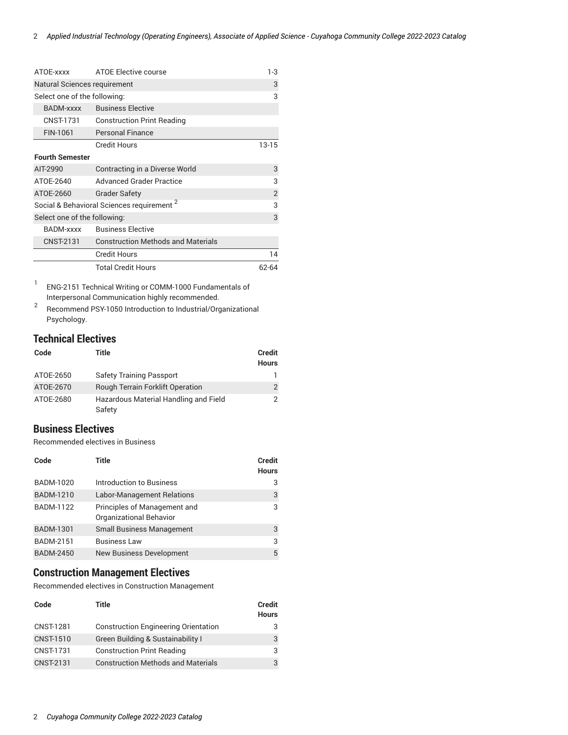| | | |
|---|---|---|
| ATOE-xxxx | ATOE Elective course | 1-3 |
| Natural Sciences requirement | | 3 |
| Select one of the following: | | 3 |
| BADM-xxxx | Business Elective | |
| CNST-1731 | Construction Print Reading | |
| FIN-1061 | Personal Finance | |
| | Credit Hours | 13-15 |
| **Fourth Semester** | | |
| AIT-2990 | Contracting in a Diverse World | 3 |
| ATOE-2640 | Advanced Grader Practice | 3 |
| ATOE-2660 | Grader Safety | 2 |
| Social & Behavioral Sciences requirement [2] | | 3 |
| Select one of the following: | | 3 |
| BADM-xxxx | Business Elective | |
| CNST-2131 | Construction Methods and Materials | |
| | Credit Hours | 14 |
| | Total Credit Hours | 62-64 |

1. ENG-2151 Technical Writing or COMM-1000 Fundamentals of Interpersonal Communication highly recommended.
2. Recommend PSY-1050 Introduction to Industrial/Organizational Psychology.

## Technical Electives

| Code | Title | Credit Hours |
|---|---|---|
| ATOE-2650 | Safety Training Passport | 1 |
| ATOE-2670 | Rough Terrain Forklift Operation | 2 |
| ATOE-2680 | Hazardous Material Handling and Field Safety | 2 |

## Business Electives

Recommended electives in Business

| Code | Title | Credit Hours |
|---|---|---|
| BADM-1020 | Introduction to Business | 3 |
| BADM-1210 | Labor-Management Relations | 3 |
| BADM-1122 | Principles of Management and Organizational Behavior | 3 |
| BADM-1301 | Small Business Management | 3 |
| BADM-2151 | Business Law | 3 |
| BADM-2450 | New Business Development | 5 |

## Construction Management Electives

Recommended electives in Construction Management

| Code | Title | Credit Hours |
|---|---|---|
| CNST-1281 | Construction Engineering Orientation | 3 |
| CNST-1510 | Green Building & Sustainability I | 3 |
| CNST-1731 | Construction Print Reading | 3 |
| CNST-2131 | Construction Methods and Materials | 3 |